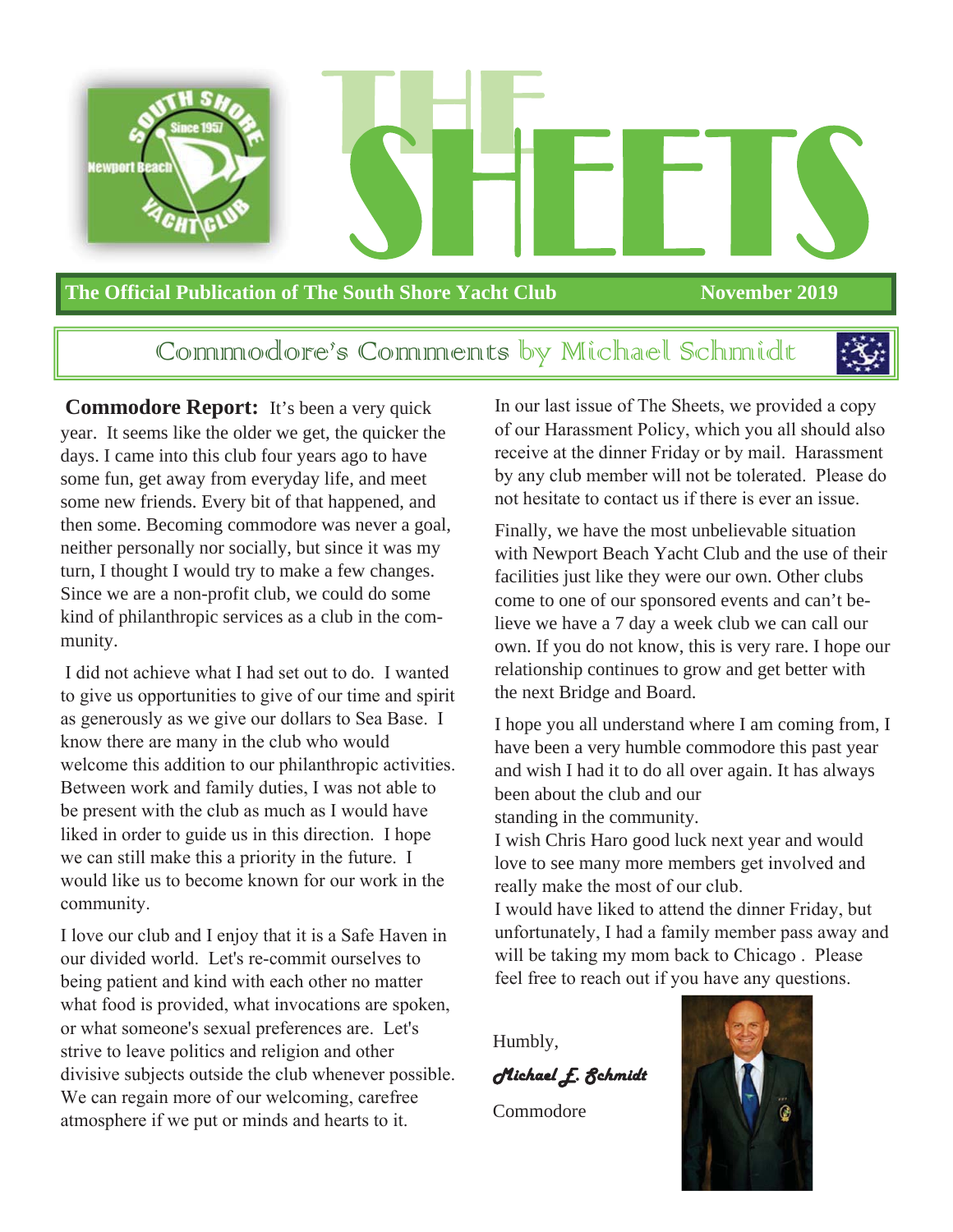# THE SHEETS

**The Official Publication of The South Shore Yacht Club** — **November 2019**

## Commodore's Comments by Michael Schmidt

**Commodore Report:** It's been a very quick year. It seems like the older we get, the quicker the days. I came into this club four years ago to have some fun, get away from everyday life, and meet some new friends. Every bit of that happened, and then some. Becoming commodore was never a goal, neither personally nor socially, but since it was my turn, I thought I would try to make a few changes. Since we are a non-profit club, we could do some kind of philanthropic services as a club in the community.

I did not achieve what I had set out to do. I wanted to give us opportunities to give of our time and spirit as generously as we give our dollars to Sea Base. I know there are many in the club who would welcome this addition to our philanthropic activities. Between work and family duties, I was not able to be present with the club as much as I would have liked in order to guide us in this direction. I hope we can still make this a priority in the future. I would like us to become known for our work in the community.

I love our club and I enjoy that it is a Safe Haven in our divided world. Let's re-commit ourselves to being patient and kind with each other no matter what food is provided, what invocations are spoken, or what someone's sexual preferences are. Let's strive to leave politics and religion and other divisive subjects outside the club whenever possible. We can regain more of our welcoming, carefree atmosphere if we put or minds and hearts to it.

In our last issue of The Sheets, we provided a copy of our Harassment Policy, which you all should also receive at the dinner Friday or by mail. Harassment by any club member will not be tolerated. Please do not hesitate to contact us if there is ever an issue.

Finally, we have the most unbelievable situation with Newport Beach Yacht Club and the use of their facilities just like they were our own. Other clubs come to one of our sponsored events and can't believe we have a 7 day a week club we can call our own. If you do not know, this is very rare. I hope our relationship continues to grow and get better with the next Bridge and Board.

I hope you all understand where I am coming from, I have been a very humble commodore this past year and wish I had it to do all over again. It has always been about the club and our standing in the community.

I wish Chris Haro good luck next year and would love to see many more members get involved and really make the most of our club.

I would have liked to attend the dinner Friday, but unfortunately, I had a family member pass away and will be taking my mom back to Chicago . Please feel free to reach out if you have any questions.

Humbly,

*Michael J. Schmidt*

Commodore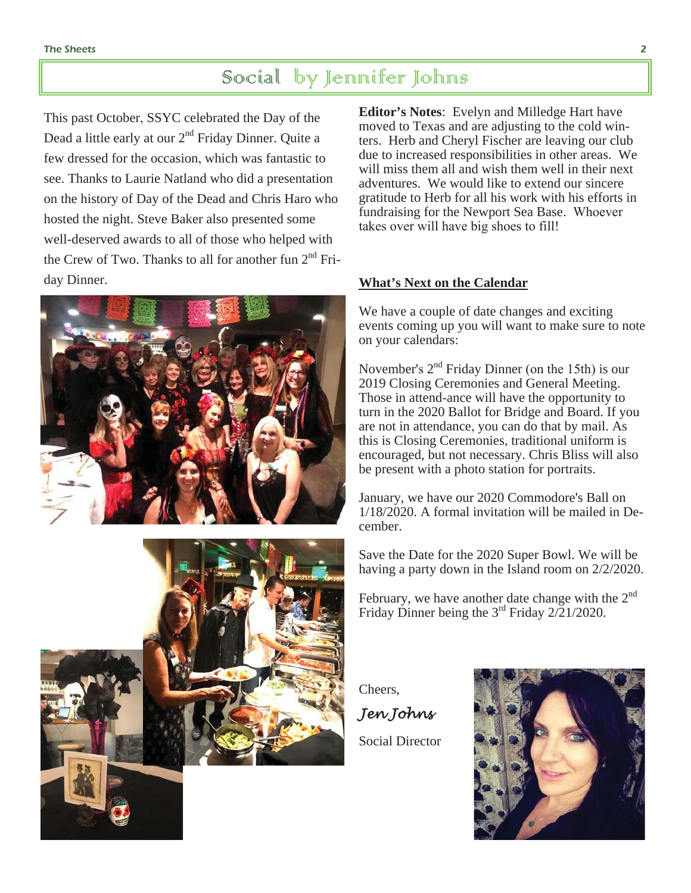## Social by Jennifer Johns

This past October, SSYC celebrated the Day of the Dead a little early at our 2nd Friday Dinner. Quite a few dressed for the occasion, which was fantastic to see. Thanks to Laurie Natland who did a presentation on the history of Day of the Dead and Chris Haro who hosted the night. Steve Baker also presented some well-deserved awards to all of those who helped with the Crew of Two. Thanks to all for another fun 2nd Friday Dinner.

**Editor's Notes**: Evelyn and Milledge Hart have moved to Texas and are adjusting to the cold winters. Herb and Cheryl Fischer are leaving our club due to increased responsibilities in other areas. We will miss them all and wish them well in their next adventures. We would like to extend our sincere gratitude to Herb for all his work with his efforts in fundraising for the Newport Sea Base. Whoever takes over will have big shoes to fill!

**What's Next on the Calendar**

We have a couple of date changes and exciting events coming up you will want to make sure to note on your calendars:

November's 2nd Friday Dinner (on the 15th) is our 2019 Closing Ceremonies and General Meeting. Those in attend-ance will have the opportunity to turn in the 2020 Ballot for Bridge and Board. If you are not in attendance, you can do that by mail. As this is Closing Ceremonies, traditional uniform is encouraged, but not necessary. Chris Bliss will also be present with a photo station for portraits.

January, we have our 2020 Commodore's Ball on 1/18/2020. A formal invitation will be mailed in December.

Save the Date for the 2020 Super Bowl. We will be having a party down in the Island room on 2/2/2020.

February, we have another date change with the 2nd Friday Dinner being the 3rd Friday 2/21/2020.

Cheers,

*Jen Johns*

Social Director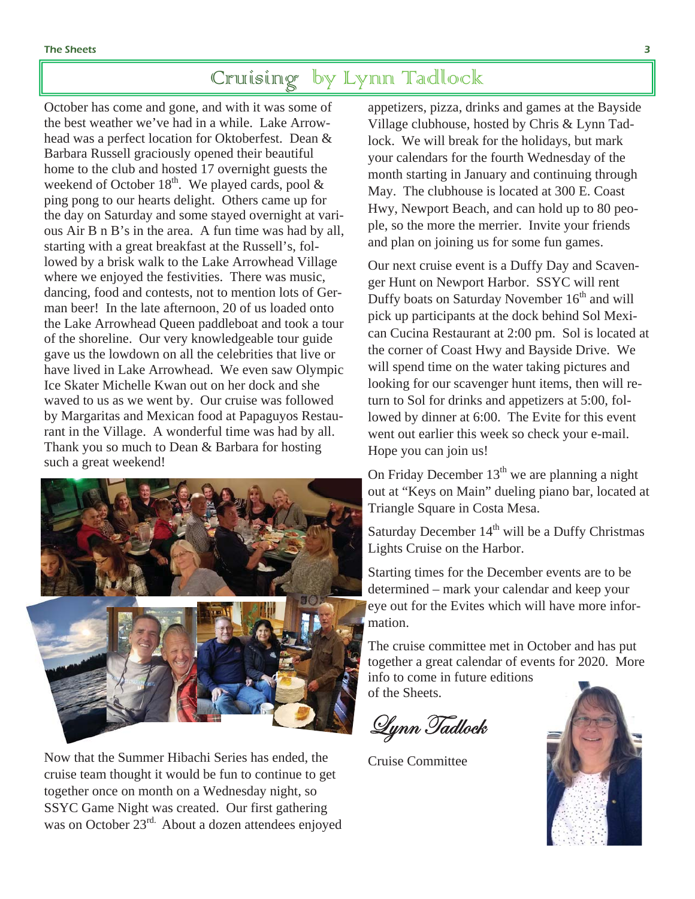# Cruising by Lynn Tadlock

October has come and gone, and with it was some of the best weather we've had in a while. Lake Arrowhead was a perfect location for Oktoberfest. Dean & Barbara Russell graciously opened their beautiful home to the club and hosted 17 overnight guests the weekend of October 18th. We played cards, pool & ping pong to our hearts delight. Others came up for the day on Saturday and some stayed overnight at various Air B n B's in the area. A fun time was had by all, starting with a great breakfast at the Russell's, followed by a brisk walk to the Lake Arrowhead Village where we enjoyed the festivities. There was music, dancing, food and contests, not to mention lots of German beer! In the late afternoon, 20 of us loaded onto the Lake Arrowhead Queen paddleboat and took a tour of the shoreline. Our very knowledgeable tour guide gave us the lowdown on all the celebrities that live or have lived in Lake Arrowhead. We even saw Olympic Ice Skater Michelle Kwan out on her dock and she waved to us as we went by. Our cruise was followed by Margaritas and Mexican food at Papaguyos Restaurant in the Village. A wonderful time was had by all. Thank you so much to Dean & Barbara for hosting such a great weekend!

Now that the Summer Hibachi Series has ended, the cruise team thought it would be fun to continue to get together once on month on a Wednesday night, so SSYC Game Night was created. Our first gathering was on October 23rd. About a dozen attendees enjoyed appetizers, pizza, drinks and games at the Bayside Village clubhouse, hosted by Chris & Lynn Tadlock. We will break for the holidays, but mark your calendars for the fourth Wednesday of the month starting in January and continuing through May. The clubhouse is located at 300 E. Coast Hwy, Newport Beach, and can hold up to 80 people, so the more the merrier. Invite your friends and plan on joining us for some fun games.

Our next cruise event is a Duffy Day and Scavenger Hunt on Newport Harbor. SSYC will rent Duffy boats on Saturday November 16th and will pick up participants at the dock behind Sol Mexican Cucina Restaurant at 2:00 pm. Sol is located at the corner of Coast Hwy and Bayside Drive. We will spend time on the water taking pictures and looking for our scavenger hunt items, then will return to Sol for drinks and appetizers at 5:00, followed by dinner at 6:00. The Evite for this event went out earlier this week so check your e-mail. Hope you can join us!

On Friday December 13th we are planning a night out at "Keys on Main" dueling piano bar, located at Triangle Square in Costa Mesa.

Saturday December 14th will be a Duffy Christmas Lights Cruise on the Harbor.

Starting times for the December events are to be determined – mark your calendar and keep your eye out for the Evites which will have more information.

The cruise committee met in October and has put together a great calendar of events for 2020. More info to come in future editions of the Sheets.

*Lynn Tadlock*

Cruise Committee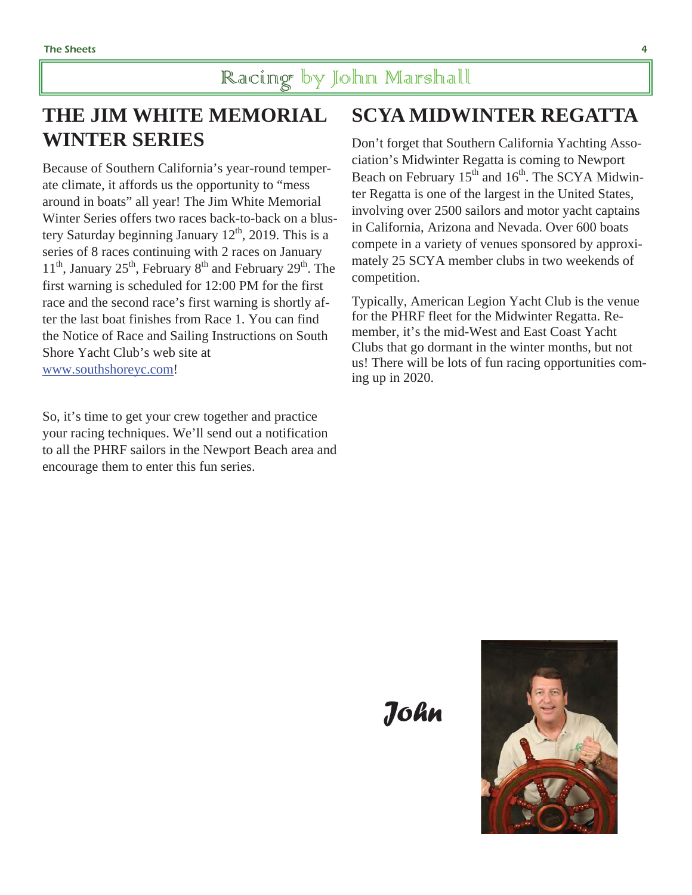# Racing by John Marshall

## THE JIM WHITE MEMORIAL WINTER SERIES

Because of Southern California's year-round temperate climate, it affords us the opportunity to "mess around in boats" all year! The Jim White Memorial Winter Series offers two races back-to-back on a blustery Saturday beginning January 12th, 2019. This is a series of 8 races continuing with 2 races on January 11th, January 25th, February 8th and February 29th. The first warning is scheduled for 12:00 PM for the first race and the second race's first warning is shortly after the last boat finishes from Race 1. You can find the Notice of Race and Sailing Instructions on South Shore Yacht Club's web site at www.southshoreyc.com!

So, it's time to get your crew together and practice your racing techniques. We'll send out a notification to all the PHRF sailors in the Newport Beach area and encourage them to enter this fun series.

## SCYA MIDWINTER REGATTA

Don't forget that Southern California Yachting Association's Midwinter Regatta is coming to Newport Beach on February 15th and 16th. The SCYA Midwinter Regatta is one of the largest in the United States, involving over 2500 sailors and motor yacht captains in California, Arizona and Nevada. Over 600 boats compete in a variety of venues sponsored by approximately 25 SCYA member clubs in two weekends of competition.

Typically, American Legion Yacht Club is the venue for the PHRF fleet for the Midwinter Regatta. Remember, it's the mid-West and East Coast Yacht Clubs that go dormant in the winter months, but not us! There will be lots of fun racing opportunities coming up in 2020.

*John*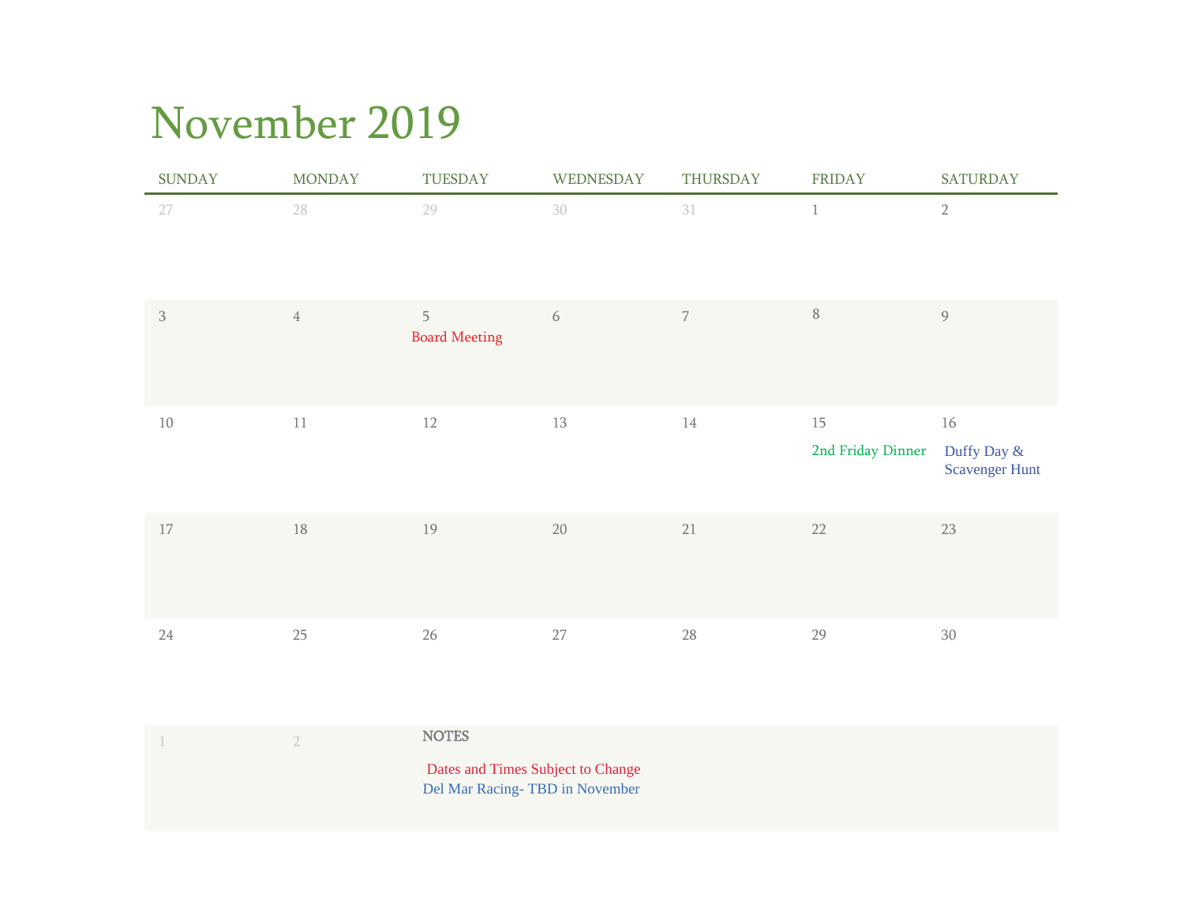# November 2019

| SUNDAY | MONDAY | TUESDAY | WEDNESDAY | THURSDAY | FRIDAY | SATURDAY |
|---|---|---|---|---|---|---|
| 27 | 28 | 29 | 30 | 31 | 1 | 2 |
| 3 | 4 | 5<br>Board Meeting | 6 | 7 | 8 | 9 |
| 10 | 11 | 12 | 13 | 14 | 15<br>2nd Friday Dinner | 16<br>Duffy Day & Scavenger Hunt |
| 17 | 18 | 19 | 20 | 21 | 22 | 23 |
| 24 | 25 | 26 | 27 | 28 | 29 | 30 |
| 1 | 2 | | | | | |

NOTES

Dates and Times Subject to Change

Del Mar Racing- TBD in November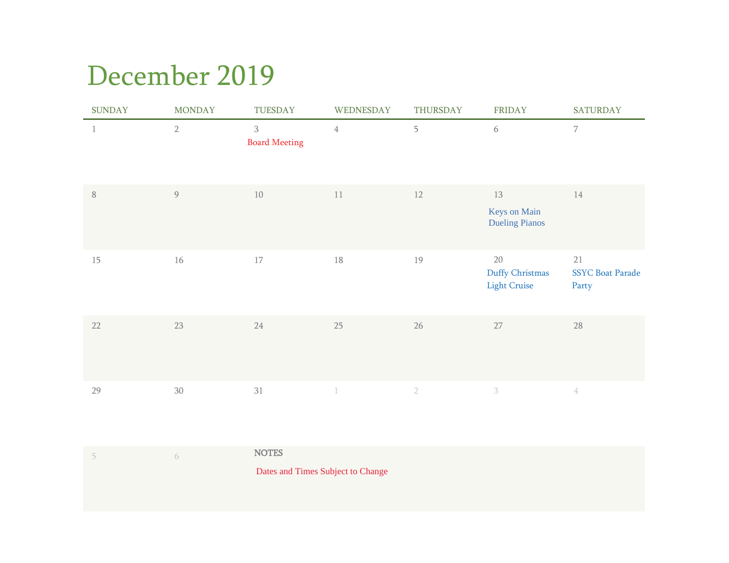# December 2019

| SUNDAY | MONDAY | TUESDAY | WEDNESDAY | THURSDAY | FRIDAY | SATURDAY |
|---|---|---|---|---|---|---|
| 1 | 2 | 3 Board Meeting | 4 | 5 | 6 | 7 |
| 8 | 9 | 10 | 11 | 12 | 13 Keys on Main Dueling Pianos | 14 |
| 15 | 16 | 17 | 18 | 19 | 20 Duffy Christmas Light Cruise | 21 SSYC Boat Parade Party |
| 22 | 23 | 24 | 25 | 26 | 27 | 28 |
| 29 | 30 | 31 | 1 | 2 | 3 | 4 |
| 5 | 6 | NOTES Dates and Times Subject to Change | | | | |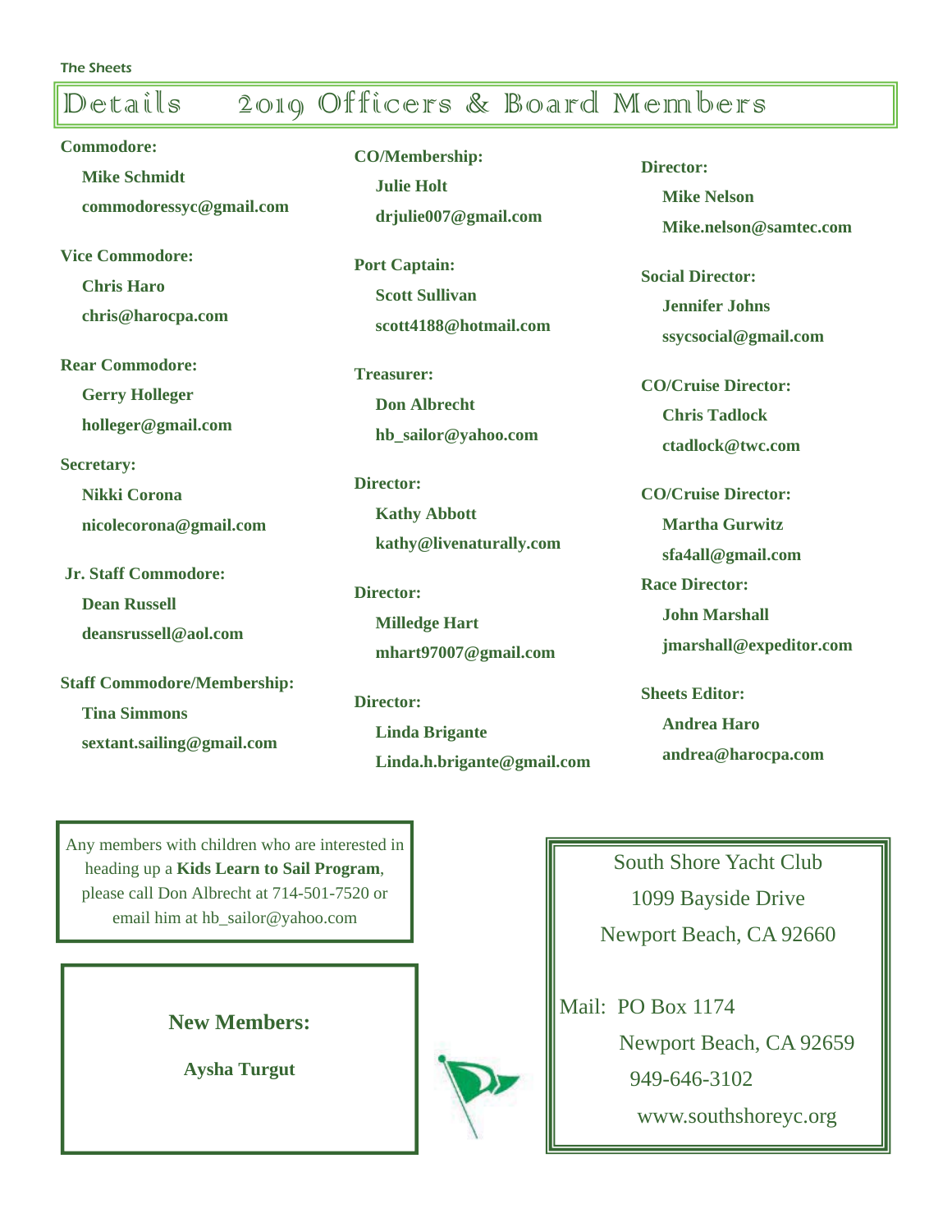## Details 2019 Officers & Board Members

**Commodore:**
**Mike Schmidt**
**commodoressyc@gmail.com**

**Vice Commodore:**
**Chris Haro**
**chris@harocpa.com**

**Rear Commodore:**
**Gerry Holleger**
**holleger@gmail.com**

**Secretary:**
**Nikki Corona**
**nicolecorona@gmail.com**

**Jr. Staff Commodore:**
**Dean Russell**
**deansrussell@aol.com**

**Staff Commodore/Membership:**
**Tina Simmons**
**sextant.sailing@gmail.com**

**CO/Membership:**
**Julie Holt**
**drjulie007@gmail.com**

**Port Captain:**
**Scott Sullivan**
**scott4188@hotmail.com**

**Treasurer:**
**Don Albrecht**
**hb_sailor@yahoo.com**

**Director:**
**Kathy Abbott**
**kathy@livenaturally.com**

**Director:**
**Milledge Hart**
**mhart97007@gmail.com**

**Director:**
**Linda Brigante**
**Linda.h.brigante@gmail.com**

**Director:**
**Mike Nelson**
**Mike.nelson@samtec.com**

**Social Director:**
**Jennifer Johns**
**ssycsocial@gmail.com**

**CO/Cruise Director:**
**Chris Tadlock**
**ctadlock@twc.com**

**CO/Cruise Director:**
**Martha Gurwitz**
**sfa4all@gmail.com**

**Race Director:**
**John Marshall**
**jmarshall@expeditor.com**

**Sheets Editor:**
**Andrea Haro**
**andrea@harocpa.com**

Any members with children who are interested in heading up a **Kids Learn to Sail Program**, please call Don Albrecht at 714-501-7520 or email him at hb_sailor@yahoo.com

**New Members:**

**Aysha Turgut**

South Shore Yacht Club
1099 Bayside Drive
Newport Beach, CA 92660

Mail: PO Box 1174
Newport Beach, CA 92659
949-646-3102
www.southshoreyc.org